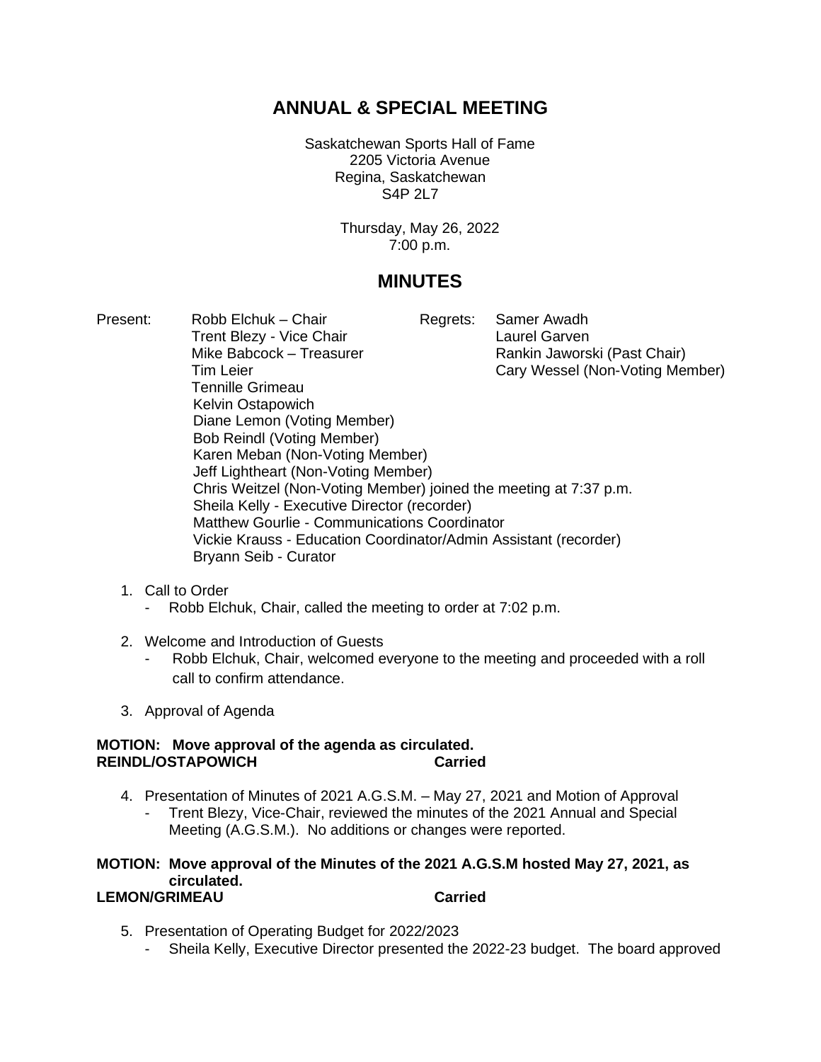# ANNUAL & SPECIAL MEETING

Saskatchewan Sports Hall of Fame
2205 Victoria Avenue
Regina, Saskatchewan
S4P 2L7

Thursday, May 26, 2022
7:00 p.m.

# MINUTES

Present:
Robb Elchuk – Chair
Trent Blezy - Vice Chair
Mike Babcock – Treasurer
Tim Leier
Tennille Grimeau
Kelvin Ostapowich
Diane Lemon (Voting Member)
Bob Reindl (Voting Member)
Karen Meban (Non-Voting Member)
Jeff Lightheart (Non-Voting Member)
Chris Weitzel (Non-Voting Member) joined the meeting at 7:37 p.m.
Sheila Kelly - Executive Director (recorder)
Matthew Gourlie - Communications Coordinator
Vickie Krauss - Education Coordinator/Admin Assistant (recorder)
Bryann Seib - Curator

Regrets:
Samer Awadh
Laurel Garven
Rankin Jaworski (Past Chair)
Cary Wessel (Non-Voting Member)

1. Call to Order
   - Robb Elchuk, Chair, called the meeting to order at 7:02 p.m.

2. Welcome and Introduction of Guests
   - Robb Elchuk, Chair, welcomed everyone to the meeting and proceeded with a roll call to confirm attendance.

3. Approval of Agenda

**MOTION: Move approval of the agenda as circulated.**
**REINDL/OSTAPOWICH Carried**

4. Presentation of Minutes of 2021 A.G.S.M. – May 27, 2021 and Motion of Approval
   - Trent Blezy, Vice-Chair, reviewed the minutes of the 2021 Annual and Special Meeting (A.G.S.M.). No additions or changes were reported.

**MOTION: Move approval of the Minutes of the 2021 A.G.S.M hosted May 27, 2021, as circulated.**
**LEMON/GRIMEAU Carried**

5. Presentation of Operating Budget for 2022/2023
   - Sheila Kelly, Executive Director presented the 2022-23 budget. The board approved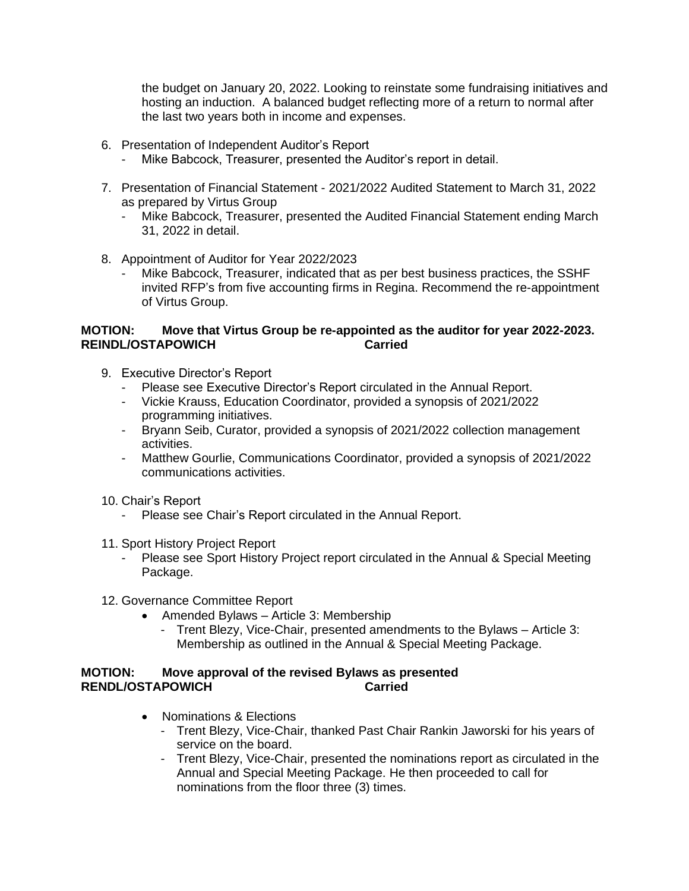the budget on January 20, 2022. Looking to reinstate some fundraising initiatives and hosting an induction. A balanced budget reflecting more of a return to normal after the last two years both in income and expenses.

6. Presentation of Independent Auditor's Report
   - Mike Babcock, Treasurer, presented the Auditor's report in detail.

7. Presentation of Financial Statement - 2021/2022 Audited Statement to March 31, 2022 as prepared by Virtus Group
   - Mike Babcock, Treasurer, presented the Audited Financial Statement ending March 31, 2022 in detail.

8. Appointment of Auditor for Year 2022/2023
   - Mike Babcock, Treasurer, indicated that as per best business practices, the SSHF invited RFP's from five accounting firms in Regina. Recommend the re-appointment of Virtus Group.

**MOTION: Move that Virtus Group be re-appointed as the auditor for year 2022-2023.**
**REINDL/OSTAPOWICH Carried**

9. Executive Director's Report
   - Please see Executive Director's Report circulated in the Annual Report.
   - Vickie Krauss, Education Coordinator, provided a synopsis of 2021/2022 programming initiatives.
   - Bryann Seib, Curator, provided a synopsis of 2021/2022 collection management activities.
   - Matthew Gourlie, Communications Coordinator, provided a synopsis of 2021/2022 communications activities.

10. Chair's Report
    - Please see Chair's Report circulated in the Annual Report.

11. Sport History Project Report
    - Please see Sport History Project report circulated in the Annual & Special Meeting Package.

12. Governance Committee Report
    - Amended Bylaws – Article 3: Membership
      - Trent Blezy, Vice-Chair, presented amendments to the Bylaws – Article 3: Membership as outlined in the Annual & Special Meeting Package.

**MOTION: Move approval of the revised Bylaws as presented**
**RENDL/OSTAPOWICH Carried**

- Nominations & Elections
  - Trent Blezy, Vice-Chair, thanked Past Chair Rankin Jaworski for his years of service on the board.
  - Trent Blezy, Vice-Chair, presented the nominations report as circulated in the Annual and Special Meeting Package. He then proceeded to call for nominations from the floor three (3) times.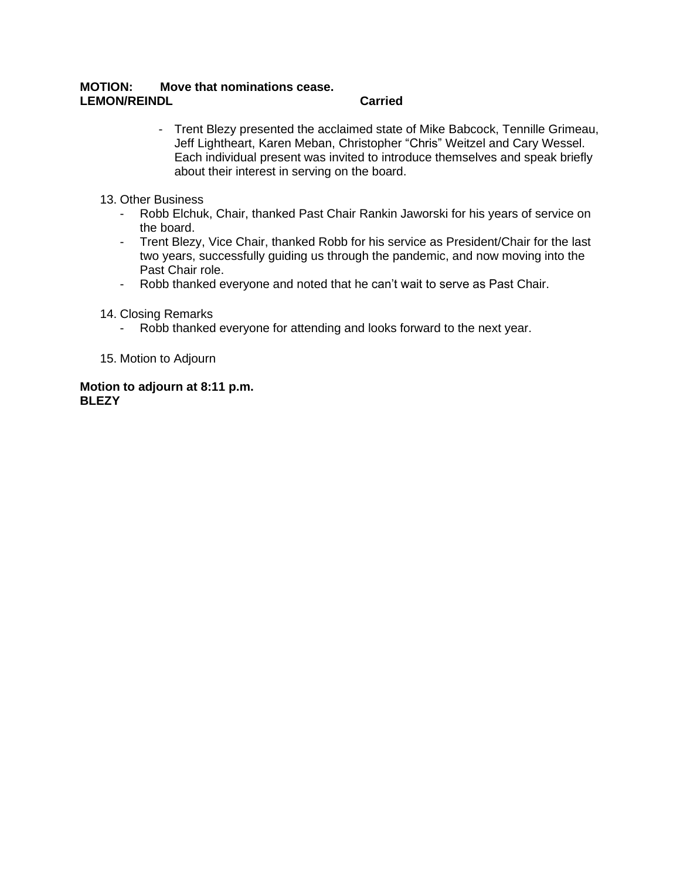**MOTION: Move that nominations cease.**
**LEMON/REINDL** **Carried**

- Trent Blezy presented the acclaimed state of Mike Babcock, Tennille Grimeau, Jeff Lightheart, Karen Meban, Christopher "Chris" Weitzel and Cary Wessel. Each individual present was invited to introduce themselves and speak briefly about their interest in serving on the board.

13. Other Business
    - Robb Elchuk, Chair, thanked Past Chair Rankin Jaworski for his years of service on the board.
    - Trent Blezy, Vice Chair, thanked Robb for his service as President/Chair for the last two years, successfully guiding us through the pandemic, and now moving into the Past Chair role.
    - Robb thanked everyone and noted that he can't wait to serve as Past Chair.

14. Closing Remarks
    - Robb thanked everyone for attending and looks forward to the next year.

15. Motion to Adjourn

**Motion to adjourn at 8:11 p.m.**
**BLEZY**